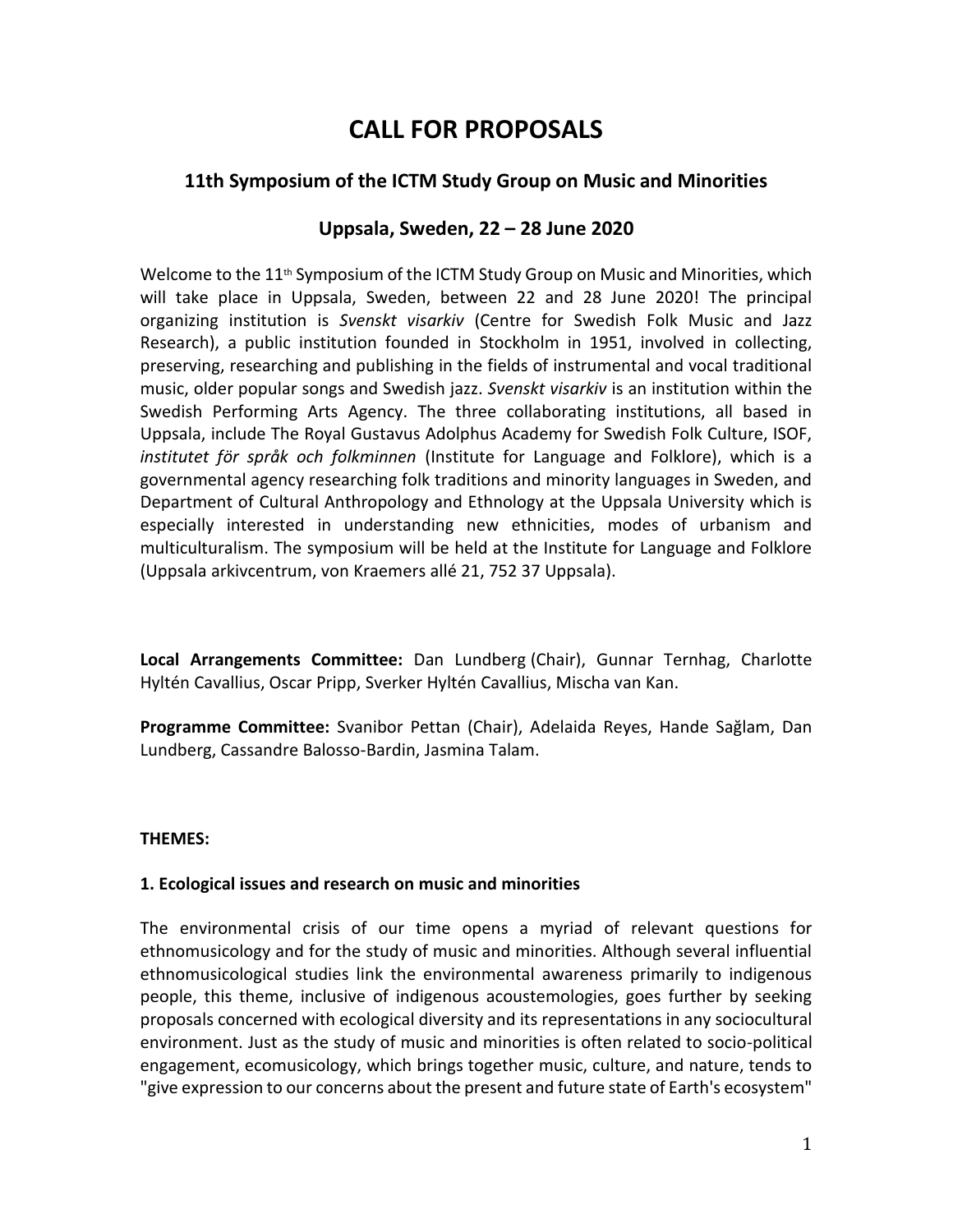# CALL FOR PROPOSALS

## 11th Symposium of the ICTM Study Group on Music and Minorities

## Uppsala, Sweden, 22 – 28 June 2020

Welcome to the 11th Symposium of the ICTM Study Group on Music and Minorities, which will take place in Uppsala, Sweden, between 22 and 28 June 2020! The principal organizing institution is *Svenskt visarkiv* (Centre for Swedish Folk Music and Jazz Research), a public institution founded in Stockholm in 1951, involved in collecting, preserving, researching and publishing in the fields of instrumental and vocal traditional music, older popular songs and Swedish jazz. *Svenskt visarkiv* is an institution within the Swedish Performing Arts Agency. The three collaborating institutions, all based in Uppsala, include The Royal Gustavus Adolphus Academy for Swedish Folk Culture, ISOF, *institutet för språk och folkminnen* (Institute for Language and Folklore), which is a governmental agency researching folk traditions and minority languages in Sweden, and Department of Cultural Anthropology and Ethnology at the Uppsala University which is especially interested in understanding new ethnicities, modes of urbanism and multiculturalism. The symposium will be held at the Institute for Language and Folklore (Uppsala arkivcentrum, von Kraemers allé 21, 752 37 Uppsala).

**Local Arrangements Committee:** Dan Lundberg (Chair), Gunnar Ternhag, Charlotte Hyltén Cavallius, Oscar Pripp, Sverker Hyltén Cavallius, Mischa van Kan.

**Programme Committee:** Svanibor Pettan (Chair), Adelaida Reyes, Hande Sağlam, Dan Lundberg, Cassandre Balosso-Bardin, Jasmina Talam.

**THEMES:**

**1. Ecological issues and research on music and minorities**

The environmental crisis of our time opens a myriad of relevant questions for ethnomusicology and for the study of music and minorities. Although several influential ethnomusicological studies link the environmental awareness primarily to indigenous people, this theme, inclusive of indigenous acoustemologies, goes further by seeking proposals concerned with ecological diversity and its representations in any sociocultural environment. Just as the study of music and minorities is often related to socio-political engagement, ecomusicology, which brings together music, culture, and nature, tends to "give expression to our concerns about the present and future state of Earth's ecosystem"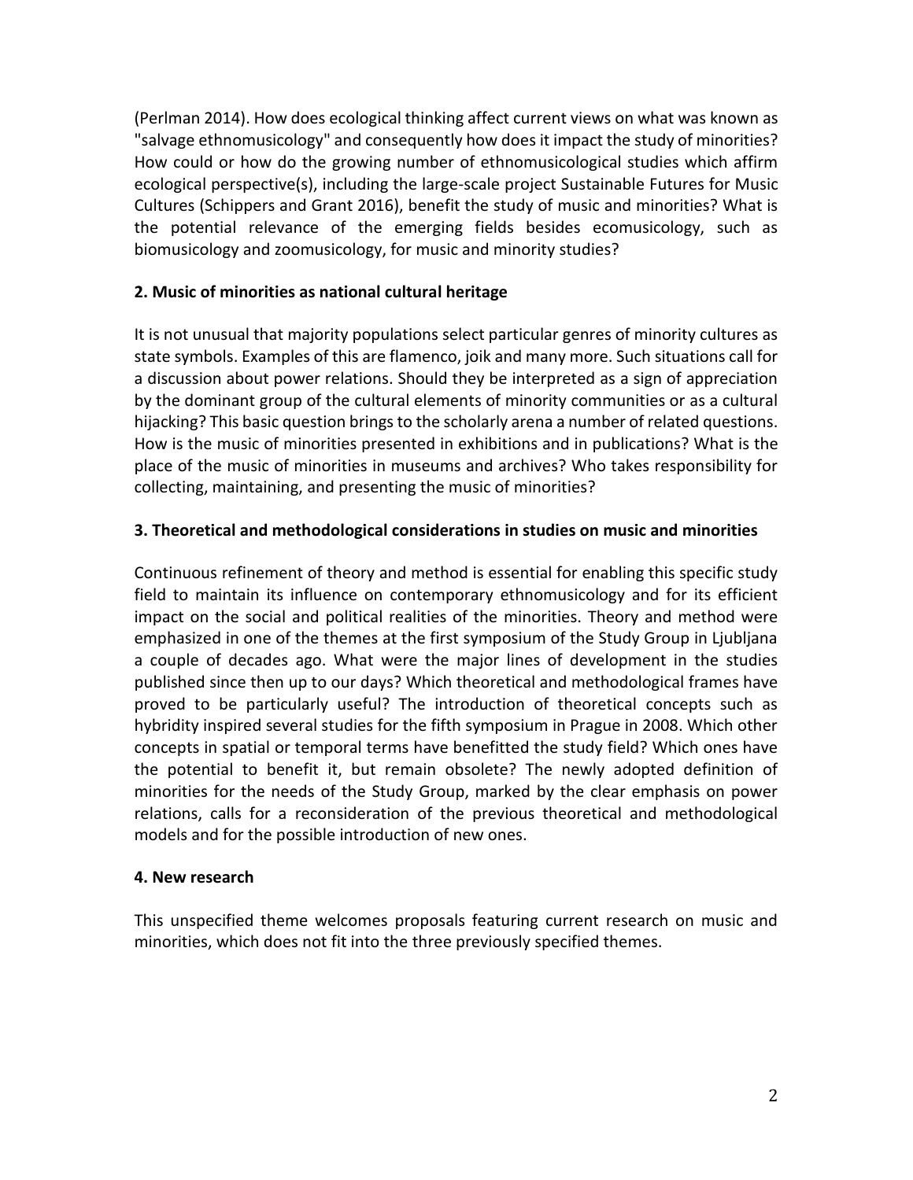(Perlman 2014). How does ecological thinking affect current views on what was known as "salvage ethnomusicology" and consequently how does it impact the study of minorities? How could or how do the growing number of ethnomusicological studies which affirm ecological perspective(s), including the large-scale project Sustainable Futures for Music Cultures (Schippers and Grant 2016), benefit the study of music and minorities? What is the potential relevance of the emerging fields besides ecomusicology, such as biomusicology and zoomusicology, for music and minority studies?

**2. Music of minorities as national cultural heritage**

It is not unusual that majority populations select particular genres of minority cultures as state symbols. Examples of this are flamenco, joik and many more. Such situations call for a discussion about power relations. Should they be interpreted as a sign of appreciation by the dominant group of the cultural elements of minority communities or as a cultural hijacking? This basic question brings to the scholarly arena a number of related questions. How is the music of minorities presented in exhibitions and in publications? What is the place of the music of minorities in museums and archives? Who takes responsibility for collecting, maintaining, and presenting the music of minorities?

**3. Theoretical and methodological considerations in studies on music and minorities**

Continuous refinement of theory and method is essential for enabling this specific study field to maintain its influence on contemporary ethnomusicology and for its efficient impact on the social and political realities of the minorities. Theory and method were emphasized in one of the themes at the first symposium of the Study Group in Ljubljana a couple of decades ago. What were the major lines of development in the studies published since then up to our days? Which theoretical and methodological frames have proved to be particularly useful? The introduction of theoretical concepts such as hybridity inspired several studies for the fifth symposium in Prague in 2008. Which other concepts in spatial or temporal terms have benefitted the study field? Which ones have the potential to benefit it, but remain obsolete? The newly adopted definition of minorities for the needs of the Study Group, marked by the clear emphasis on power relations, calls for a reconsideration of the previous theoretical and methodological models and for the possible introduction of new ones.

**4. New research**

This unspecified theme welcomes proposals featuring current research on music and minorities, which does not fit into the three previously specified themes.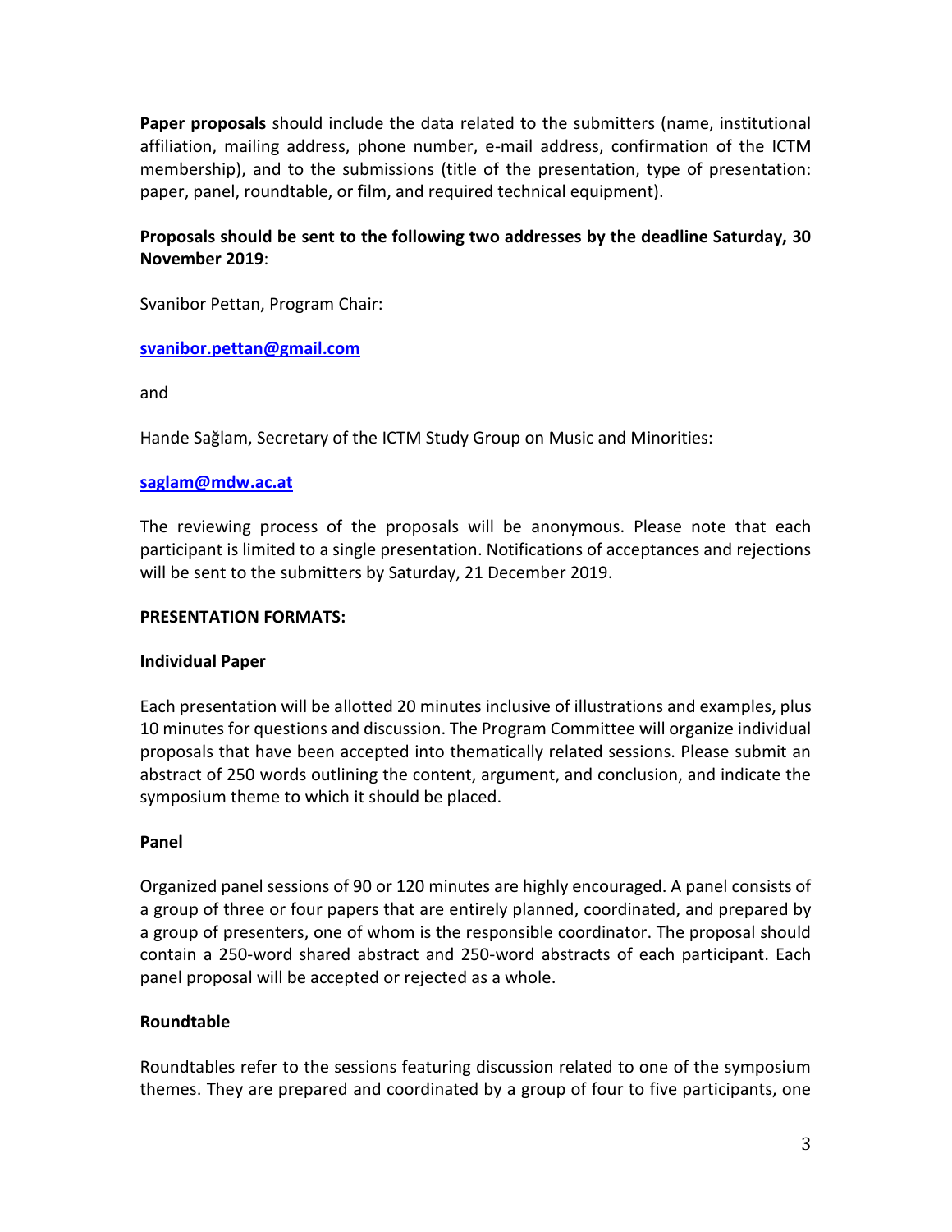**Paper proposals** should include the data related to the submitters (name, institutional affiliation, mailing address, phone number, e-mail address, confirmation of the ICTM membership), and to the submissions (title of the presentation, type of presentation: paper, panel, roundtable, or film, and required technical equipment).

**Proposals should be sent to the following two addresses by the deadline Saturday, 30 November 2019**:

Svanibor Pettan, Program Chair:

**svanibor.pettan@gmail.com**

and

Hande Sağlam, Secretary of the ICTM Study Group on Music and Minorities:

**saglam@mdw.ac.at**

The reviewing process of the proposals will be anonymous. Please note that each participant is limited to a single presentation. Notifications of acceptances and rejections will be sent to the submitters by Saturday, 21 December 2019.

**PRESENTATION FORMATS:**

**Individual Paper**

Each presentation will be allotted 20 minutes inclusive of illustrations and examples, plus 10 minutes for questions and discussion. The Program Committee will organize individual proposals that have been accepted into thematically related sessions. Please submit an abstract of 250 words outlining the content, argument, and conclusion, and indicate the symposium theme to which it should be placed.

**Panel**

Organized panel sessions of 90 or 120 minutes are highly encouraged. A panel consists of a group of three or four papers that are entirely planned, coordinated, and prepared by a group of presenters, one of whom is the responsible coordinator. The proposal should contain a 250-word shared abstract and 250-word abstracts of each participant. Each panel proposal will be accepted or rejected as a whole.

**Roundtable**

Roundtables refer to the sessions featuring discussion related to one of the symposium themes. They are prepared and coordinated by a group of four to five participants, one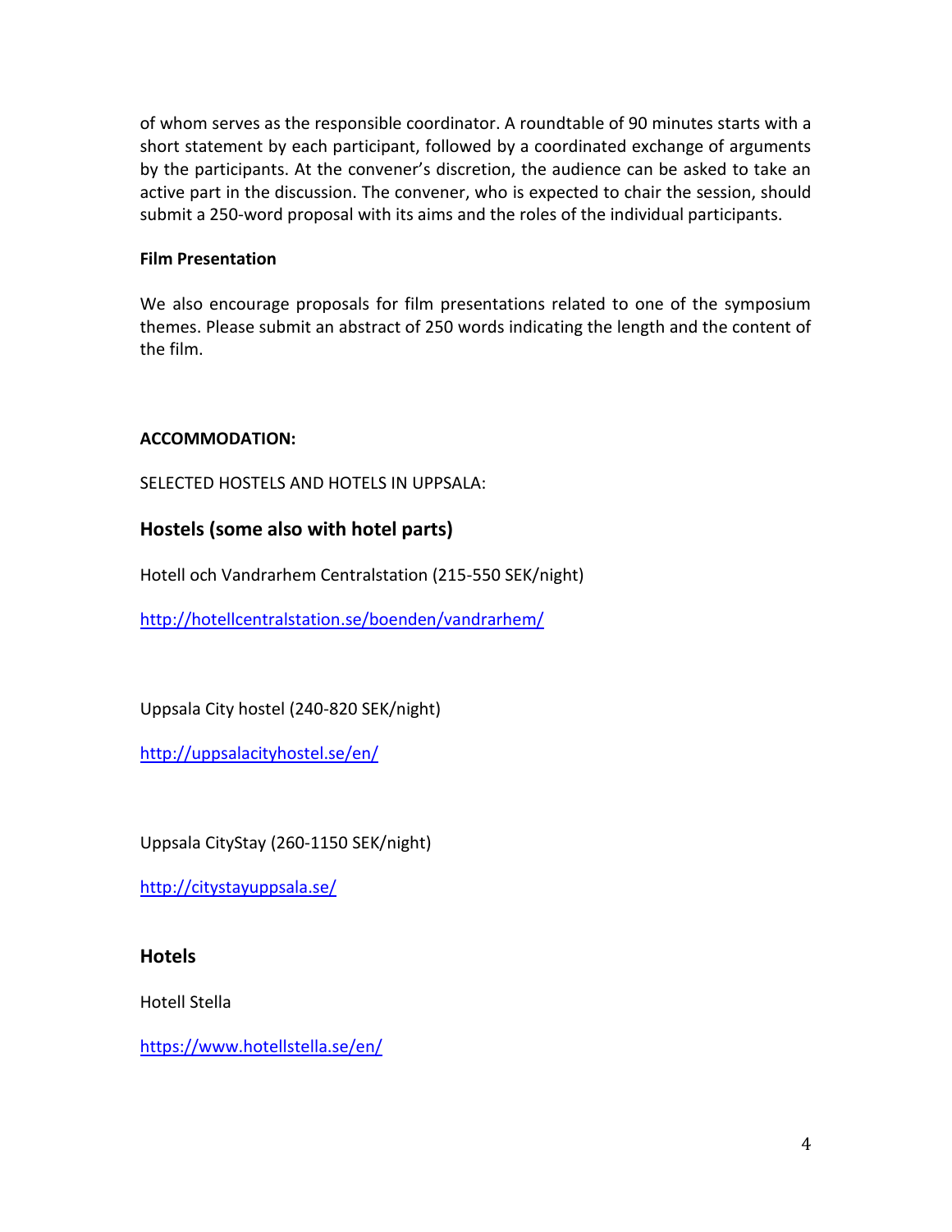of whom serves as the responsible coordinator. A roundtable of 90 minutes starts with a short statement by each participant, followed by a coordinated exchange of arguments by the participants. At the convener's discretion, the audience can be asked to take an active part in the discussion. The convener, who is expected to chair the session, should submit a 250-word proposal with its aims and the roles of the individual participants.

**Film Presentation**

We also encourage proposals for film presentations related to one of the symposium themes. Please submit an abstract of 250 words indicating the length and the content of the film.

**ACCOMMODATION:**

SELECTED HOSTELS AND HOTELS IN UPPSALA:

## Hostels (some also with hotel parts)

Hotell och Vandrarhem Centralstation (215-550 SEK/night)

http://hotellcentralstation.se/boenden/vandrarhem/

Uppsala City hostel (240-820 SEK/night)

http://uppsalacityhostel.se/en/

Uppsala CityStay (260-1150 SEK/night)

http://citystayuppsala.se/

## Hotels

Hotell Stella

https://www.hotellstella.se/en/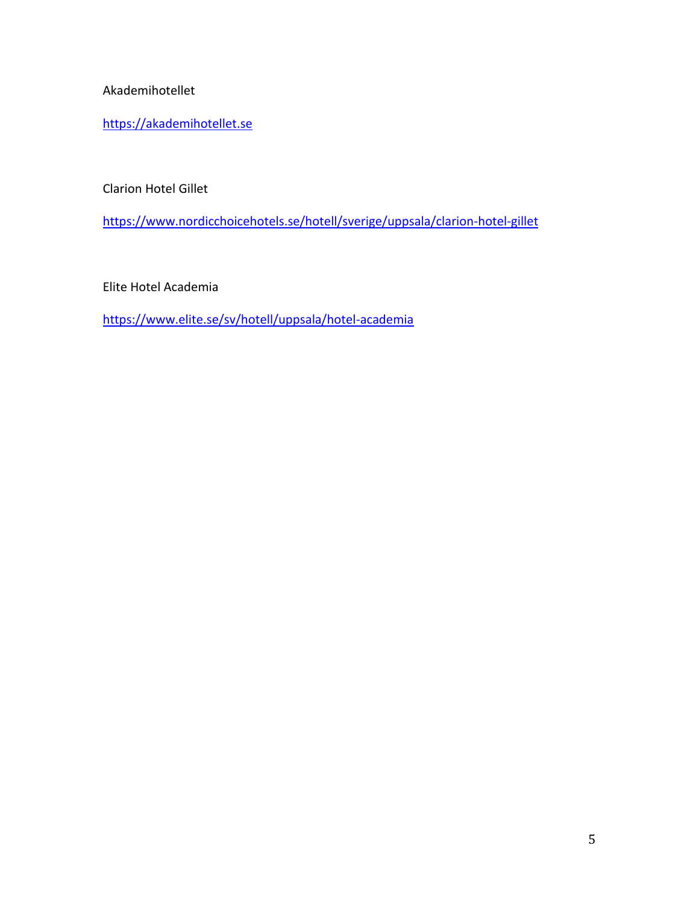Akademihotellet

https://akademihotellet.se

Clarion Hotel Gillet

https://www.nordicchoicehotels.se/hotell/sverige/uppsala/clarion-hotel-gillet

Elite Hotel Academia

https://www.elite.se/sv/hotell/uppsala/hotel-academia